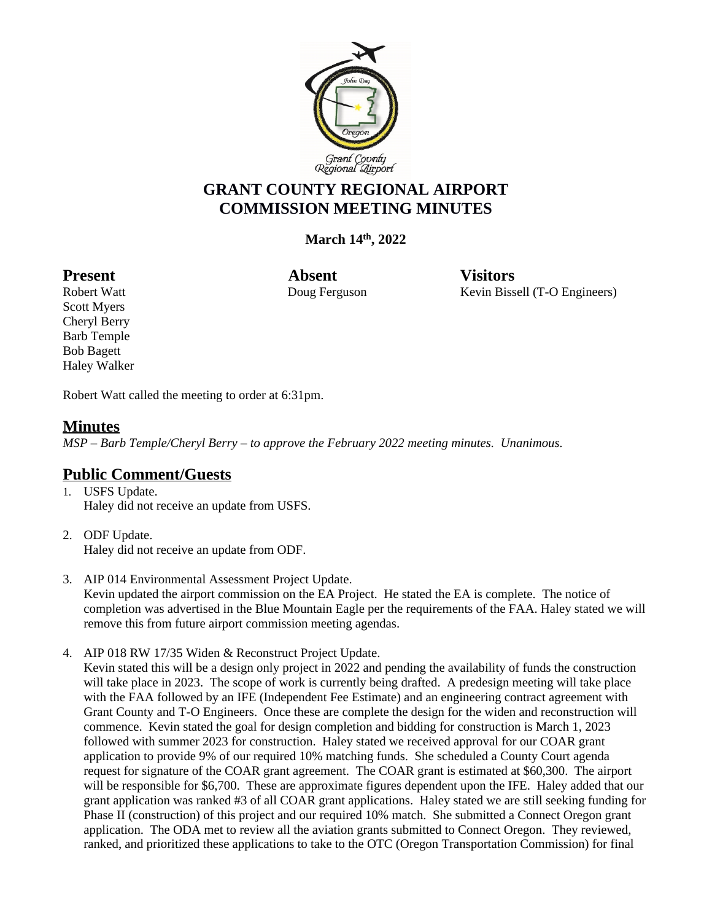# GRANT COUNTY REGIONAL AIRPORT COMMISSION MEETING MINUTES

**March 14th, 2022**

| **Present** | **Absent** | **Visitors** |
|---|---|---|
| Robert Watt | Doug Ferguson | Kevin Bissell (T-O Engineers) |
| Scott Myers | | |
| Cheryl Berry | | |
| Barb Temple | | |
| Bob Bagett | | |
| Haley Walker | | |

Robert Watt called the meeting to order at 6:31pm.

## Minutes

*MSP – Barb Temple/Cheryl Berry – to approve the February 2022 meeting minutes. Unanimous.*

## Public Comment/Guests

1. USFS Update.
   Haley did not receive an update from USFS.

2. ODF Update.
   Haley did not receive an update from ODF.

3. AIP 014 Environmental Assessment Project Update.
   Kevin updated the airport commission on the EA Project. He stated the EA is complete. The notice of completion was advertised in the Blue Mountain Eagle per the requirements of the FAA. Haley stated we will remove this from future airport commission meeting agendas.

4. AIP 018 RW 17/35 Widen & Reconstruct Project Update.
   Kevin stated this will be a design only project in 2022 and pending the availability of funds the construction will take place in 2023. The scope of work is currently being drafted. A predesign meeting will take place with the FAA followed by an IFE (Independent Fee Estimate) and an engineering contract agreement with Grant County and T-O Engineers. Once these are complete the design for the widen and reconstruction will commence. Kevin stated the goal for design completion and bidding for construction is March 1, 2023 followed with summer 2023 for construction. Haley stated we received approval for our COAR grant application to provide 9% of our required 10% matching funds. She scheduled a County Court agenda request for signature of the COAR grant agreement. The COAR grant is estimated at $60,300. The airport will be responsible for $6,700. These are approximate figures dependent upon the IFE. Haley added that our grant application was ranked #3 of all COAR grant applications. Haley stated we are still seeking funding for Phase II (construction) of this project and our required 10% match. She submitted a Connect Oregon grant application. The ODA met to review all the aviation grants submitted to Connect Oregon. They reviewed, ranked, and prioritized these applications to take to the OTC (Oregon Transportation Commission) for final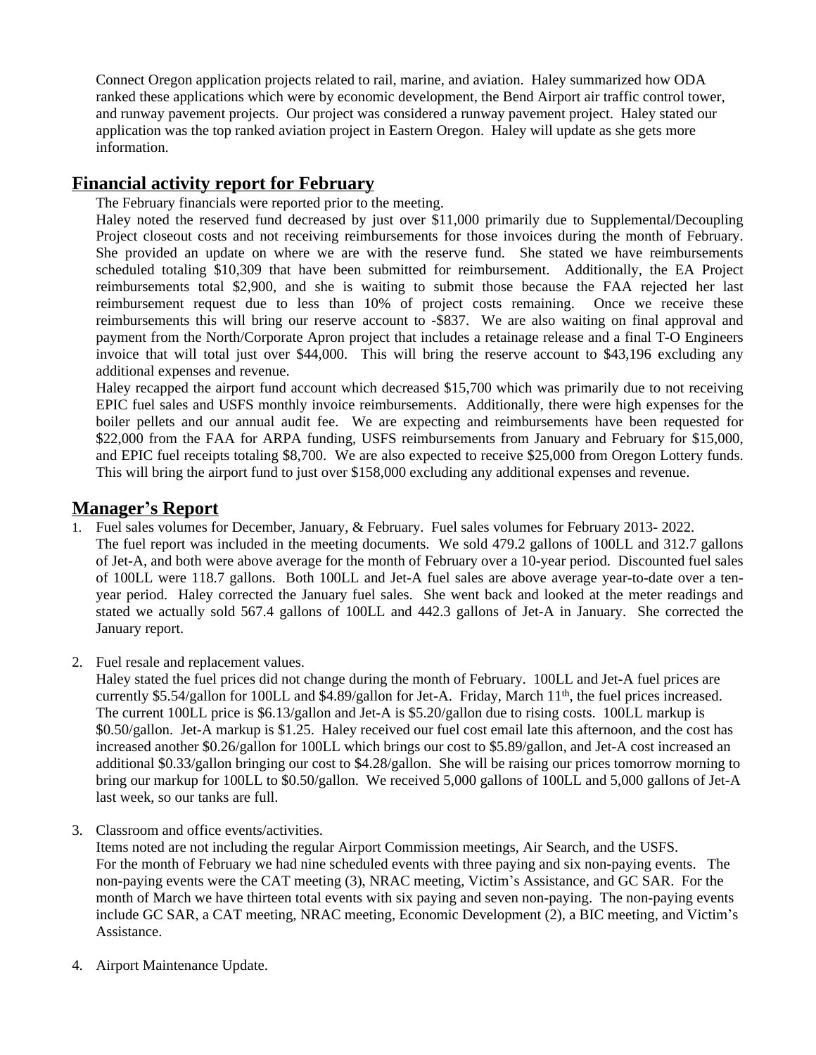Connect Oregon application projects related to rail, marine, and aviation. Haley summarized how ODA ranked these applications which were by economic development, the Bend Airport air traffic control tower, and runway pavement projects. Our project was considered a runway pavement project. Haley stated our application was the top ranked aviation project in Eastern Oregon. Haley will update as she gets more information.

## Financial activity report for February

The February financials were reported prior to the meeting.

Haley noted the reserved fund decreased by just over $11,000 primarily due to Supplemental/Decoupling Project closeout costs and not receiving reimbursements for those invoices during the month of February. She provided an update on where we are with the reserve fund. She stated we have reimbursements scheduled totaling $10,309 that have been submitted for reimbursement. Additionally, the EA Project reimbursements total $2,900, and she is waiting to submit those because the FAA rejected her last reimbursement request due to less than 10% of project costs remaining. Once we receive these reimbursements this will bring our reserve account to -$837. We are also waiting on final approval and payment from the North/Corporate Apron project that includes a retainage release and a final T-O Engineers invoice that will total just over $44,000. This will bring the reserve account to $43,196 excluding any additional expenses and revenue.

Haley recapped the airport fund account which decreased $15,700 which was primarily due to not receiving EPIC fuel sales and USFS monthly invoice reimbursements. Additionally, there were high expenses for the boiler pellets and our annual audit fee. We are expecting and reimbursements have been requested for $22,000 from the FAA for ARPA funding, USFS reimbursements from January and February for $15,000, and EPIC fuel receipts totaling $8,700. We are also expected to receive $25,000 from Oregon Lottery funds. This will bring the airport fund to just over $158,000 excluding any additional expenses and revenue.

## Manager's Report

1. Fuel sales volumes for December, January, & February. Fuel sales volumes for February 2013- 2022.
   The fuel report was included in the meeting documents. We sold 479.2 gallons of 100LL and 312.7 gallons of Jet-A, and both were above average for the month of February over a 10-year period. Discounted fuel sales of 100LL were 118.7 gallons. Both 100LL and Jet-A fuel sales are above average year-to-date over a ten-year period. Haley corrected the January fuel sales. She went back and looked at the meter readings and stated we actually sold 567.4 gallons of 100LL and 442.3 gallons of Jet-A in January. She corrected the January report.

2. Fuel resale and replacement values.
   Haley stated the fuel prices did not change during the month of February. 100LL and Jet-A fuel prices are currently $5.54/gallon for 100LL and $4.89/gallon for Jet-A. Friday, March 11th, the fuel prices increased. The current 100LL price is $6.13/gallon and Jet-A is $5.20/gallon due to rising costs. 100LL markup is $0.50/gallon. Jet-A markup is $1.25. Haley received our fuel cost email late this afternoon, and the cost has increased another $0.26/gallon for 100LL which brings our cost to $5.89/gallon, and Jet-A cost increased an additional $0.33/gallon bringing our cost to $4.28/gallon. She will be raising our prices tomorrow morning to bring our markup for 100LL to $0.50/gallon. We received 5,000 gallons of 100LL and 5,000 gallons of Jet-A last week, so our tanks are full.

3. Classroom and office events/activities.
   Items noted are not including the regular Airport Commission meetings, Air Search, and the USFS.
   For the month of February we had nine scheduled events with three paying and six non-paying events. The non-paying events were the CAT meeting (3), NRAC meeting, Victim's Assistance, and GC SAR. For the month of March we have thirteen total events with six paying and seven non-paying. The non-paying events include GC SAR, a CAT meeting, NRAC meeting, Economic Development (2), a BIC meeting, and Victim's Assistance.

4. Airport Maintenance Update.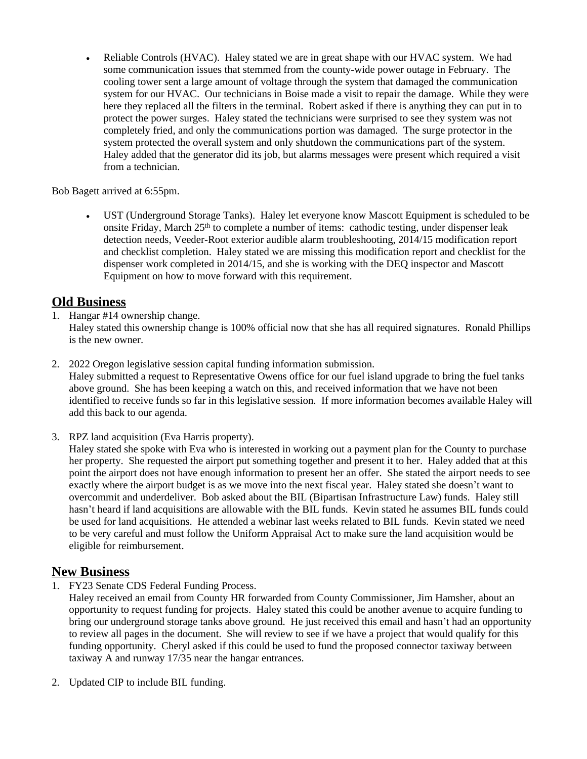- Reliable Controls (HVAC). Haley stated we are in great shape with our HVAC system. We had some communication issues that stemmed from the county-wide power outage in February. The cooling tower sent a large amount of voltage through the system that damaged the communication system for our HVAC. Our technicians in Boise made a visit to repair the damage. While they were here they replaced all the filters in the terminal. Robert asked if there is anything they can put in to protect the power surges. Haley stated the technicians were surprised to see they system was not completely fried, and only the communications portion was damaged. The surge protector in the system protected the overall system and only shutdown the communications part of the system. Haley added that the generator did its job, but alarms messages were present which required a visit from a technician.

Bob Bagett arrived at 6:55pm.

- UST (Underground Storage Tanks). Haley let everyone know Mascott Equipment is scheduled to be onsite Friday, March 25th to complete a number of items: cathodic testing, under dispenser leak detection needs, Veeder-Root exterior audible alarm troubleshooting, 2014/15 modification report and checklist completion. Haley stated we are missing this modification report and checklist for the dispenser work completed in 2014/15, and she is working with the DEQ inspector and Mascott Equipment on how to move forward with this requirement.

## Old Business

1. Hangar #14 ownership change.
   Haley stated this ownership change is 100% official now that she has all required signatures. Ronald Phillips is the new owner.

2. 2022 Oregon legislative session capital funding information submission.
   Haley submitted a request to Representative Owens office for our fuel island upgrade to bring the fuel tanks above ground. She has been keeping a watch on this, and received information that we have not been identified to receive funds so far in this legislative session. If more information becomes available Haley will add this back to our agenda.

3. RPZ land acquisition (Eva Harris property).
   Haley stated she spoke with Eva who is interested in working out a payment plan for the County to purchase her property. She requested the airport put something together and present it to her. Haley added that at this point the airport does not have enough information to present her an offer. She stated the airport needs to see exactly where the airport budget is as we move into the next fiscal year. Haley stated she doesn't want to overcommit and underdeliver. Bob asked about the BIL (Bipartisan Infrastructure Law) funds. Haley still hasn't heard if land acquisitions are allowable with the BIL funds. Kevin stated he assumes BIL funds could be used for land acquisitions. He attended a webinar last weeks related to BIL funds. Kevin stated we need to be very careful and must follow the Uniform Appraisal Act to make sure the land acquisition would be eligible for reimbursement.

## New Business

1. FY23 Senate CDS Federal Funding Process.
   Haley received an email from County HR forwarded from County Commissioner, Jim Hamsher, about an opportunity to request funding for projects. Haley stated this could be another avenue to acquire funding to bring our underground storage tanks above ground. He just received this email and hasn't had an opportunity to review all pages in the document. She will review to see if we have a project that would qualify for this funding opportunity. Cheryl asked if this could be used to fund the proposed connector taxiway between taxiway A and runway 17/35 near the hangar entrances.

2. Updated CIP to include BIL funding.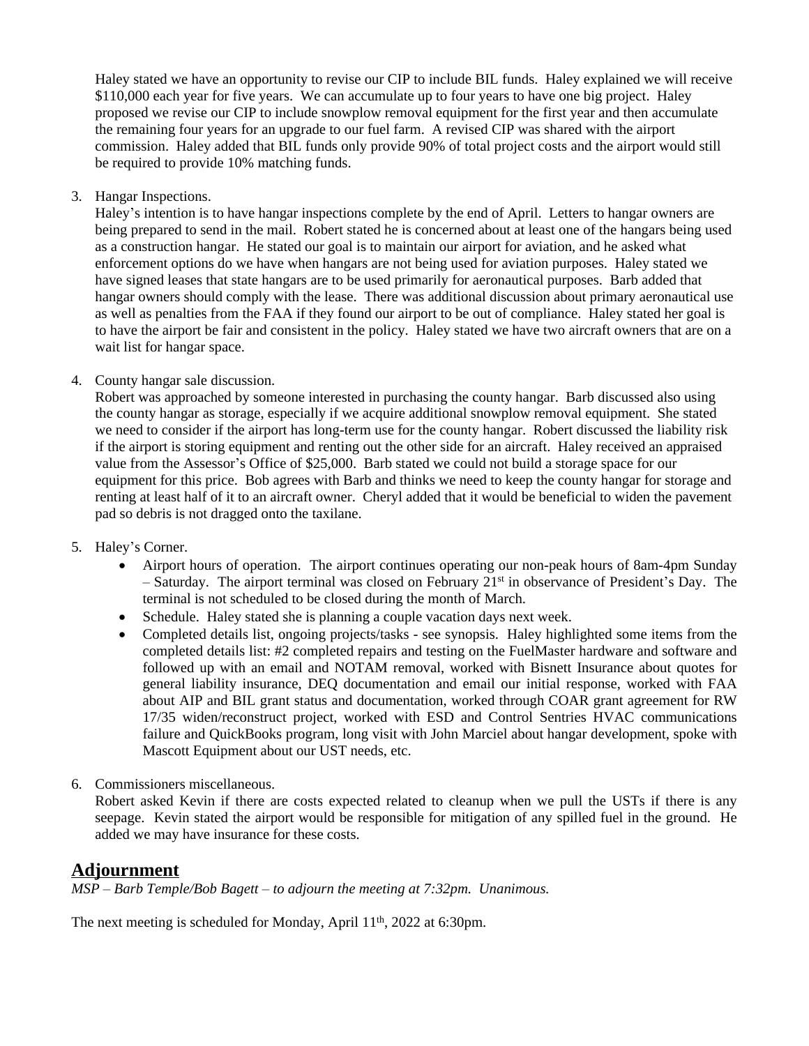Haley stated we have an opportunity to revise our CIP to include BIL funds. Haley explained we will receive $110,000 each year for five years. We can accumulate up to four years to have one big project. Haley proposed we revise our CIP to include snowplow removal equipment for the first year and then accumulate the remaining four years for an upgrade to our fuel farm. A revised CIP was shared with the airport commission. Haley added that BIL funds only provide 90% of total project costs and the airport would still be required to provide 10% matching funds.

3. Hangar Inspections.
   Haley's intention is to have hangar inspections complete by the end of April. Letters to hangar owners are being prepared to send in the mail. Robert stated he is concerned about at least one of the hangars being used as a construction hangar. He stated our goal is to maintain our airport for aviation, and he asked what enforcement options do we have when hangars are not being used for aviation purposes. Haley stated we have signed leases that state hangars are to be used primarily for aeronautical purposes. Barb added that hangar owners should comply with the lease. There was additional discussion about primary aeronautical use as well as penalties from the FAA if they found our airport to be out of compliance. Haley stated her goal is to have the airport be fair and consistent in the policy. Haley stated we have two aircraft owners that are on a wait list for hangar space.

4. County hangar sale discussion.
   Robert was approached by someone interested in purchasing the county hangar. Barb discussed also using the county hangar as storage, especially if we acquire additional snowplow removal equipment. She stated we need to consider if the airport has long-term use for the county hangar. Robert discussed the liability risk if the airport is storing equipment and renting out the other side for an aircraft. Haley received an appraised value from the Assessor's Office of $25,000. Barb stated we could not build a storage space for our equipment for this price. Bob agrees with Barb and thinks we need to keep the county hangar for storage and renting at least half of it to an aircraft owner. Cheryl added that it would be beneficial to widen the pavement pad so debris is not dragged onto the taxilane.

5. Haley's Corner.
   - Airport hours of operation. The airport continues operating our non-peak hours of 8am-4pm Sunday – Saturday. The airport terminal was closed on February 21st in observance of President's Day. The terminal is not scheduled to be closed during the month of March.
   - Schedule. Haley stated she is planning a couple vacation days next week.
   - Completed details list, ongoing projects/tasks - see synopsis. Haley highlighted some items from the completed details list: #2 completed repairs and testing on the FuelMaster hardware and software and followed up with an email and NOTAM removal, worked with Bisnett Insurance about quotes for general liability insurance, DEQ documentation and email our initial response, worked with FAA about AIP and BIL grant status and documentation, worked through COAR grant agreement for RW 17/35 widen/reconstruct project, worked with ESD and Control Sentries HVAC communications failure and QuickBooks program, long visit with John Marciel about hangar development, spoke with Mascott Equipment about our UST needs, etc.

6. Commissioners miscellaneous.
   Robert asked Kevin if there are costs expected related to cleanup when we pull the USTs if there is any seepage. Kevin stated the airport would be responsible for mitigation of any spilled fuel in the ground. He added we may have insurance for these costs.

## Adjournment

*MSP – Barb Temple/Bob Bagett – to adjourn the meeting at 7:32pm. Unanimous.*

The next meeting is scheduled for Monday, April 11th, 2022 at 6:30pm.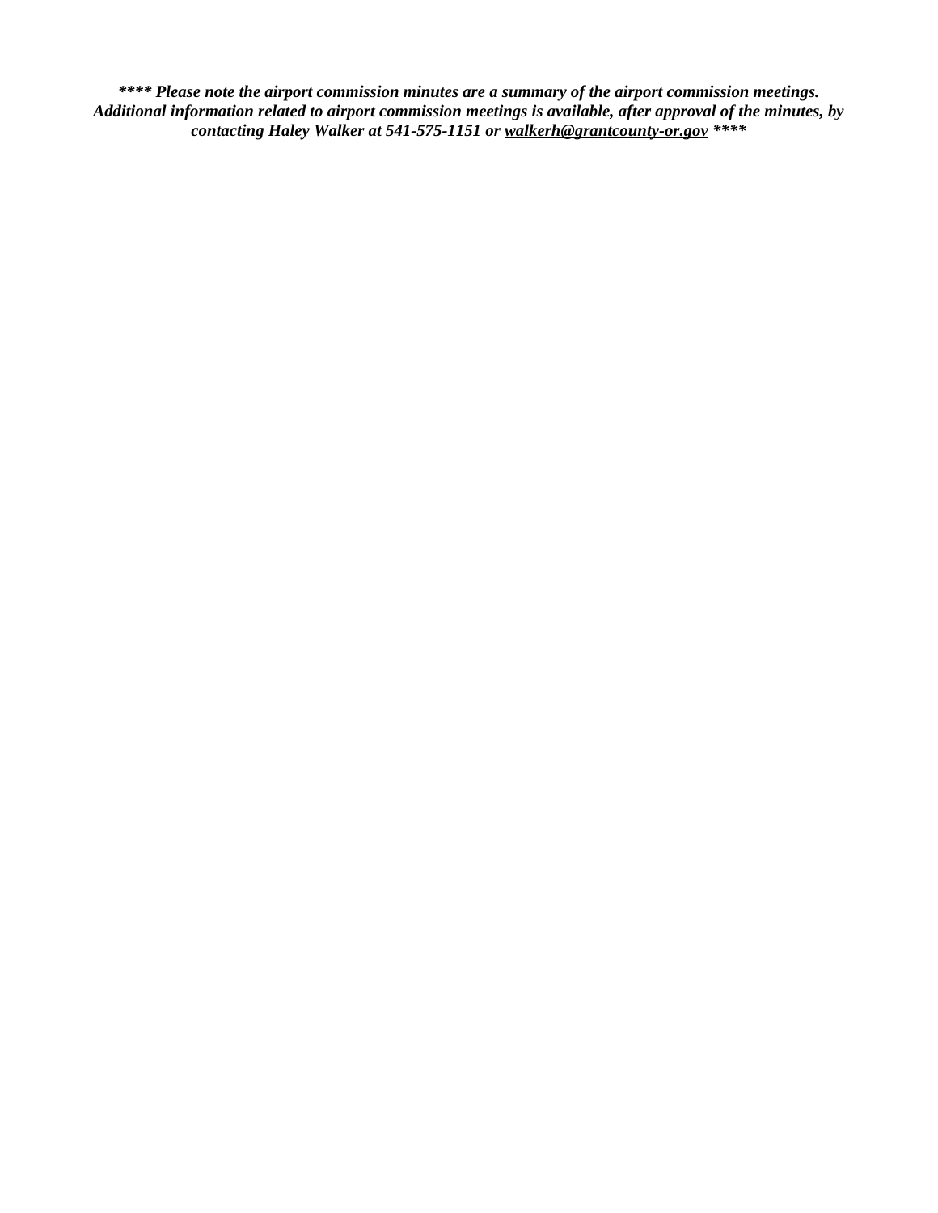***\*\*\*\* Please note the airport commission minutes are a summary of the airport commission meetings. Additional information related to airport commission meetings is available, after approval of the minutes, by contacting Haley Walker at 541-575-1151 or walkerh@grantcounty-or.gov \*\*\*\****